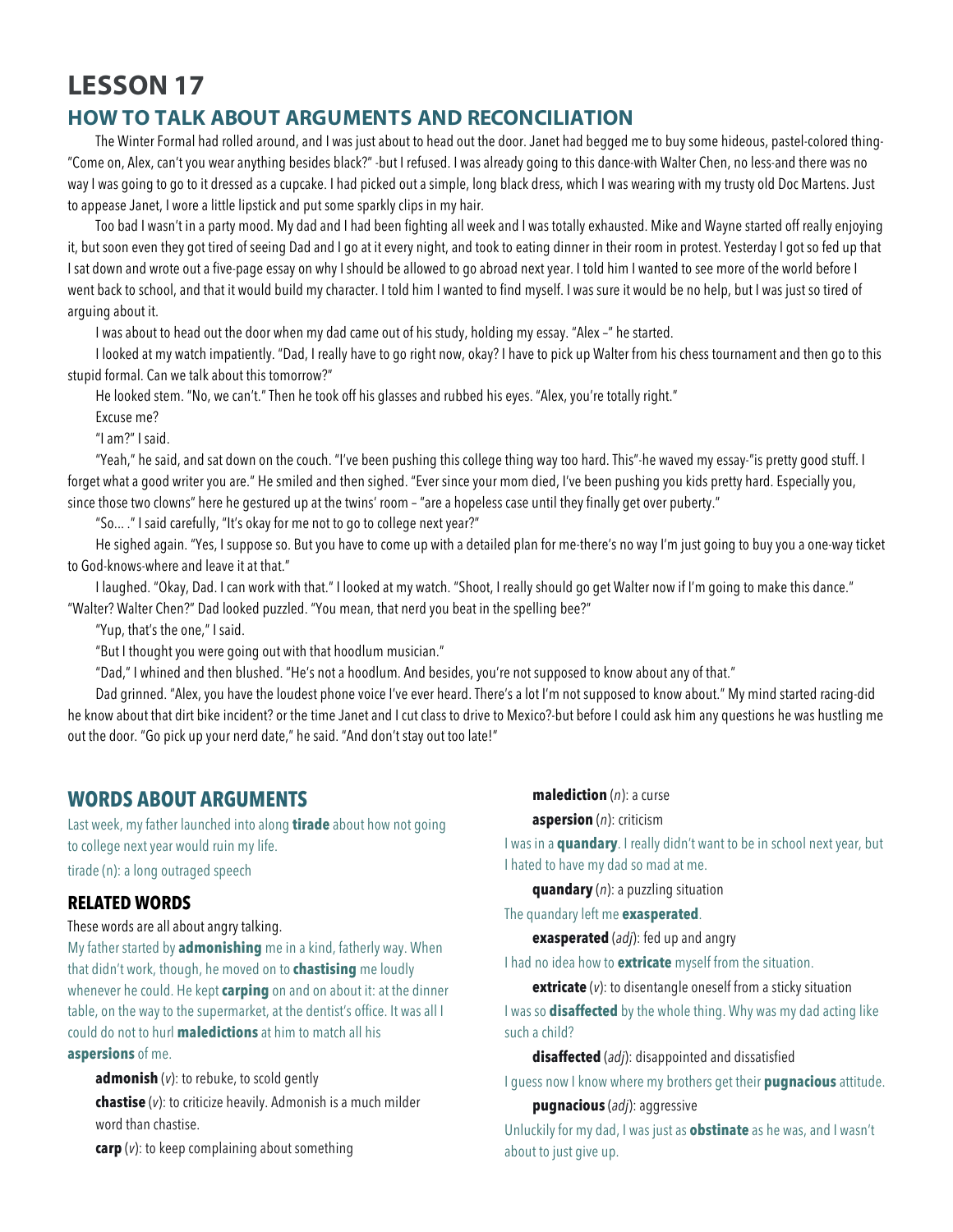# LESSON 17

## HOW TO TALK ABOUT ARGUMENTS AND RECONCILIATION

The Winter Formal had rolled around, and I was just about to head out the door. Janet had begged me to buy some hideous, pastel-colored thing-"Come on, Alex, can't you wear anything besides black?" -but I refused. I was already going to this dance-with Walter Chen, no less-and there was no way I was going to go to it dressed as a cupcake. I had picked out a simple, long black dress, which I was wearing with my trusty old Doc Martens. Just to appease Janet, I wore a little lipstick and put some sparkly clips in my hair.

Too bad I wasn't in a party mood. My dad and I had been fighting all week and I was totally exhausted. Mike and Wayne started off really enjoying it, but soon even they got tired of seeing Dad and I go at it every night, and took to eating dinner in their room in protest. Yesterday I got so fed up that I sat down and wrote out a five-page essay on why I should be allowed to go abroad next year. I told him I wanted to see more of the world before I went back to school, and that it would build my character. I told him I wanted to find myself. I was sure it would be no help, but I was just so tired of arguing about it.

I was about to head out the door when my dad came out of his study, holding my essay. "Alex –" he started.

I looked at my watch impatiently. "Dad, I really have to go right now, okay? I have to pick up Walter from his chess tournament and then go to this stupid formal. Can we talk about this tomorrow?"

He looked stem. "No, we can't." Then he took off his glasses and rubbed his eyes. "Alex, you're totally right."

Excuse me?

"I am?" I said.

"Yeah," he said, and sat down on the couch. "I've been pushing this college thing way too hard. This"-he waved my essay-"is pretty good stuff. I forget what a good writer you are." He smiled and then sighed. "Ever since your mom died, I've been pushing you kids pretty hard. Especially you, since those two clowns" here he gestured up at the twins' room – "are a hopeless case until they finally get over puberty."

"So... ." I said carefully, "It's okay for me not to go to college next year?"

He sighed again. "Yes, I suppose so. But you have to come up with a detailed plan for me-there's no way I'm just going to buy you a one-way ticket to God-knows-where and leave it at that."

I laughed. "Okay, Dad. I can work with that." I looked at my watch. "Shoot, I really should go get Walter now if I'm going to make this dance."
"Walter? Walter Chen?" Dad looked puzzled. "You mean, that nerd you beat in the spelling bee?"

"Yup, that's the one," I said.

"But I thought you were going out with that hoodlum musician."

"Dad," I whined and then blushed. "He's not a hoodlum. And besides, you're not supposed to know about any of that."

Dad grinned. "Alex, you have the loudest phone voice I've ever heard. There's a lot I'm not supposed to know about." My mind started racing-did he know about that dirt bike incident? or the time Janet and I cut class to drive to Mexico?-but before I could ask him any questions he was hustling me out the door. "Go pick up your nerd date," he said. "And don't stay out too late!"

## WORDS ABOUT ARGUMENTS

Last week, my father launched into along **tirade** about how not going to college next year would ruin my life.

tirade (n): a long outraged speech

### RELATED WORDS

These words are all about angry talking.

My father started by **admonishing** me in a kind, fatherly way. When that didn't work, though, he moved on to **chastising** me loudly whenever he could. He kept **carping** on and on about it: at the dinner table, on the way to the supermarket, at the dentist's office. It was all I could do not to hurl **maledictions** at him to match all his **aspersions** of me.

**admonish** (*v*): to rebuke, to scold gently

**chastise** (*v*): to criticize heavily. Admonish is a much milder word than chastise.

**carp** (*v*): to keep complaining about something

**malediction** (*n*): a curse

**aspersion** (*n*): criticism

I was in a **quandary**. I really didn't want to be in school next year, but I hated to have my dad so mad at me.

**quandary** (*n*): a puzzling situation

The quandary left me **exasperated**.

**exasperated** (*adj*): fed up and angry

I had no idea how to **extricate** myself from the situation.

**extricate** (*v*): to disentangle oneself from a sticky situation

I was so **disaffected** by the whole thing. Why was my dad acting like such a child?

**disaffected** (*adj*): disappointed and dissatisfied

I guess now I know where my brothers get their **pugnacious** attitude.

**pugnacious** (*adj*): aggressive

Unluckily for my dad, I was just as **obstinate** as he was, and I wasn't about to just give up.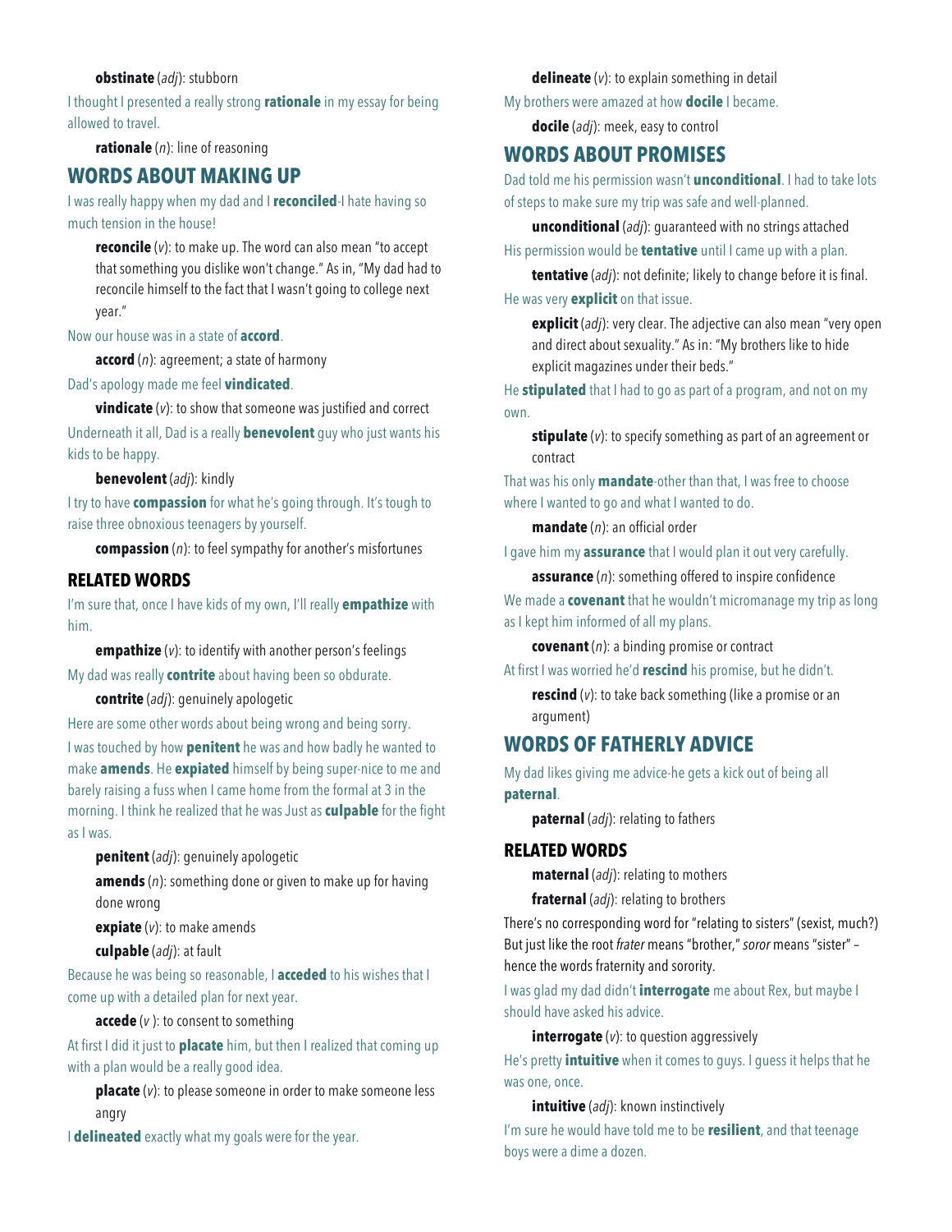**obstinate** (*adj*): stubborn

I thought I presented a really strong **rationale** in my essay for being allowed to travel.

**rationale** (*n*): line of reasoning

## WORDS ABOUT MAKING UP

I was really happy when my dad and I **reconciled**-I hate having so much tension in the house!

**reconcile** (*v*): to make up. The word can also mean "to accept that something you dislike won't change." As in, "My dad had to reconcile himself to the fact that I wasn't going to college next year."

Now our house was in a state of **accord**.

**accord** (*n*): agreement; a state of harmony

Dad's apology made me feel **vindicated**.

**vindicate** (*v*): to show that someone was justified and correct

Underneath it all, Dad is a really **benevolent** guy who just wants his kids to be happy.

**benevolent** (*adj*): kindly

I try to have **compassion** for what he's going through. It's tough to raise three obnoxious teenagers by yourself.

**compassion** (*n*): to feel sympathy for another's misfortunes

### RELATED WORDS

I'm sure that, once I have kids of my own, I'll really **empathize** with him.

**empathize** (*v*): to identify with another person's feelings

My dad was really **contrite** about having been so obdurate.

**contrite** (*adj*): genuinely apologetic

Here are some other words about being wrong and being sorry.

I was touched by how **penitent** he was and how badly he wanted to make **amends**. He **expiated** himself by being super-nice to me and barely raising a fuss when I came home from the formal at 3 in the morning. I think he realized that he was Just as **culpable** for the fight as I was.

**penitent** (*adj*): genuinely apologetic

**amends** (*n*): something done or given to make up for having done wrong

**expiate** (*v*): to make amends

**culpable** (*adj*): at fault

Because he was being so reasonable, I **acceded** to his wishes that I come up with a detailed plan for next year.

**accede** (*v* ): to consent to something

At first I did it just to **placate** him, but then I realized that coming up with a plan would be a really good idea.

**placate** (*v*): to please someone in order to make someone less angry

I **delineated** exactly what my goals were for the year.

**delineate** (*v*): to explain something in detail

My brothers were amazed at how **docile** I became.

**docile** (*adj*): meek, easy to control

## WORDS ABOUT PROMISES

Dad told me his permission wasn't **unconditional**. I had to take lots of steps to make sure my trip was safe and well-planned.

**unconditional** (*adj*): guaranteed with no strings attached

His permission would be **tentative** until I came up with a plan.

**tentative** (*adj*): not definite; likely to change before it is final.

He was very **explicit** on that issue.

**explicit** (*adj*): very clear. The adjective can also mean "very open and direct about sexuality." As in: "My brothers like to hide explicit magazines under their beds."

He **stipulated** that I had to go as part of a program, and not on my own.

**stipulate** (*v*): to specify something as part of an agreement or contract

That was his only **mandate**-other than that, I was free to choose where I wanted to go and what I wanted to do.

**mandate** (*n*): an official order

I gave him my **assurance** that I would plan it out very carefully.

**assurance** (*n*): something offered to inspire confidence

We made a **covenant** that he wouldn't micromanage my trip as long as I kept him informed of all my plans.

**covenant** (*n*): a binding promise or contract

At first I was worried he'd **rescind** his promise, but he didn't.

**rescind** (*v*): to take back something (like a promise or an argument)

## WORDS OF FATHERLY ADVICE

My dad likes giving me advice-he gets a kick out of being all **paternal**.

**paternal** (*adj*): relating to fathers

### RELATED WORDS

**maternal** (*adj*): relating to mothers

**fraternal** (*adj*): relating to brothers

There's no corresponding word for "relating to sisters" (sexist, much?) But just like the root *frater* means "brother," *soror* means "sister" – hence the words fraternity and sorority.

I was glad my dad didn't **interrogate** me about Rex, but maybe I should have asked his advice.

**interrogate** (*v*): to question aggressively

He's pretty **intuitive** when it comes to guys. I guess it helps that he was one, once.

**intuitive** (*adj*): known instinctively

I'm sure he would have told me to be **resilient**, and that teenage boys were a dime a dozen.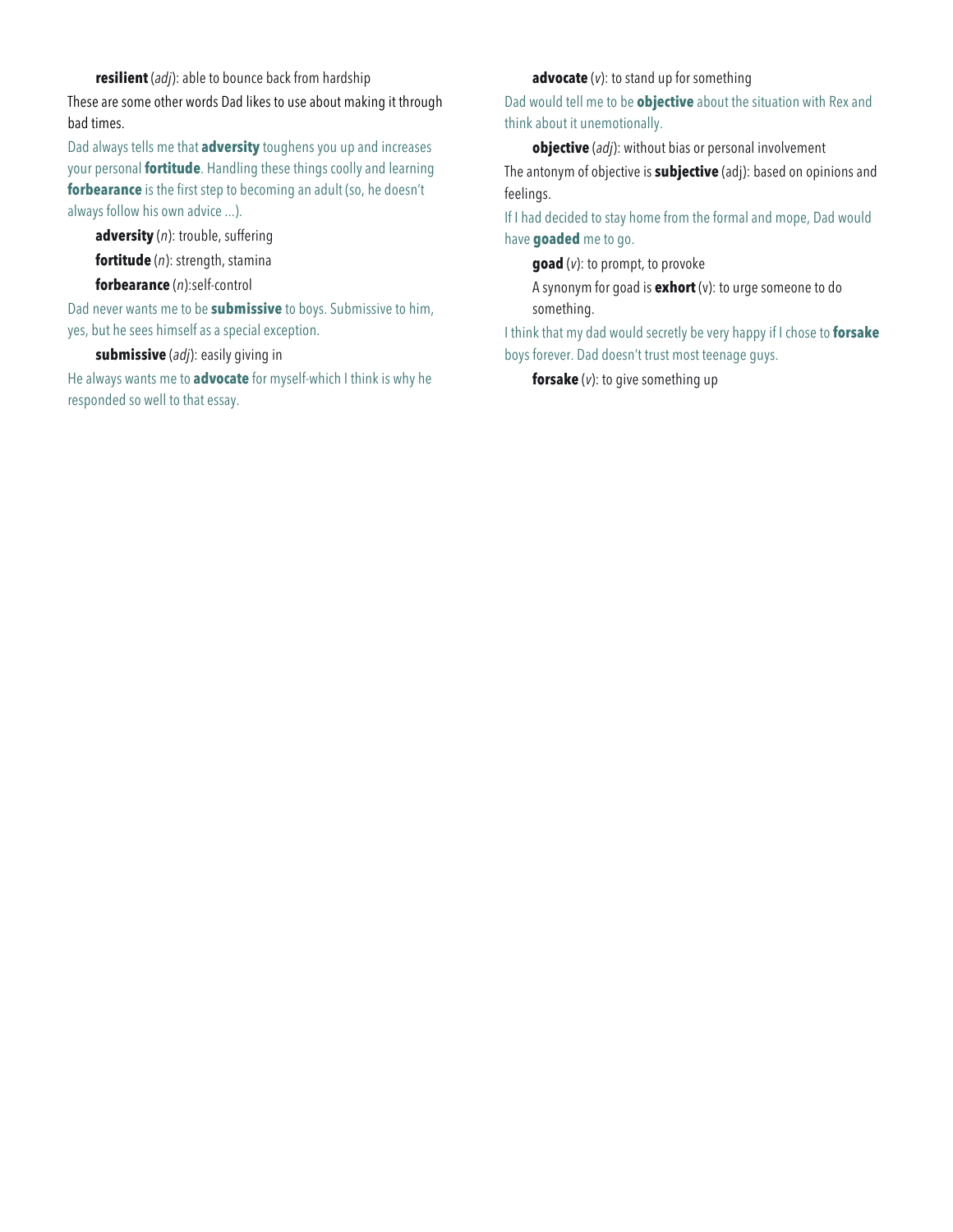**resilient** (*adj*): able to bounce back from hardship

These are some other words Dad likes to use about making it through bad times.

Dad always tells me that **adversity** toughens you up and increases your personal **fortitude**. Handling these things coolly and learning **forbearance** is the first step to becoming an adult (so, he doesn't always follow his own advice ...).

**adversity** (*n*): trouble, suffering

**fortitude** (*n*): strength, stamina

**forbearance** (*n*):self-control

Dad never wants me to be **submissive** to boys. Submissive to him, yes, but he sees himself as a special exception.

**submissive** (*adj*): easily giving in

He always wants me to **advocate** for myself-which I think is why he responded so well to that essay.

**advocate** (*v*): to stand up for something

Dad would tell me to be **objective** about the situation with Rex and think about it unemotionally.

**objective** (*adj*): without bias or personal involvement

The antonym of objective is **subjective** (adj): based on opinions and feelings.

If I had decided to stay home from the formal and mope, Dad would have **goaded** me to go.

**goad** (*v*): to prompt, to provoke

A synonym for goad is **exhort** (v): to urge someone to do something.

I think that my dad would secretly be very happy if I chose to **forsake** boys forever. Dad doesn't trust most teenage guys.

**forsake** (*v*): to give something up